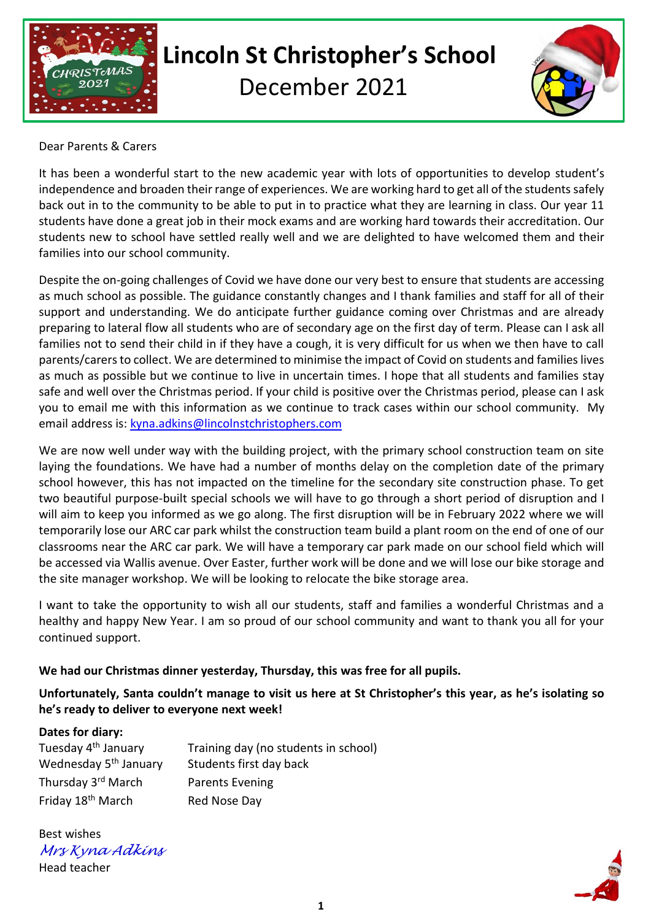# Lincoln St Christopher's School

## December 2021

Dear Parents & Carers

It has been a wonderful start to the new academic year with lots of opportunities to develop student's independence and broaden their range of experiences. We are working hard to get all of the students safely back out in to the community to be able to put in to practice what they are learning in class. Our year 11 students have done a great job in their mock exams and are working hard towards their accreditation. Our students new to school have settled really well and we are delighted to have welcomed them and their families into our school community.

Despite the on-going challenges of Covid we have done our very best to ensure that students are accessing as much school as possible. The guidance constantly changes and I thank families and staff for all of their support and understanding. We do anticipate further guidance coming over Christmas and are already preparing to lateral flow all students who are of secondary age on the first day of term. Please can I ask all families not to send their child in if they have a cough, it is very difficult for us when we then have to call parents/carers to collect. We are determined to minimise the impact of Covid on students and families lives as much as possible but we continue to live in uncertain times. I hope that all students and families stay safe and well over the Christmas period. If your child is positive over the Christmas period, please can I ask you to email me with this information as we continue to track cases within our school community. My email address is: kyna.adkins@lincolnstchristophers.com

We are now well under way with the building project, with the primary school construction team on site laying the foundations. We have had a number of months delay on the completion date of the primary school however, this has not impacted on the timeline for the secondary site construction phase. To get two beautiful purpose-built special schools we will have to go through a short period of disruption and I will aim to keep you informed as we go along. The first disruption will be in February 2022 where we will temporarily lose our ARC car park whilst the construction team build a plant room on the end of one of our classrooms near the ARC car park. We will have a temporary car park made on our school field which will be accessed via Wallis avenue. Over Easter, further work will be done and we will lose our bike storage and the site manager workshop. We will be looking to relocate the bike storage area.

I want to take the opportunity to wish all our students, staff and families a wonderful Christmas and a healthy and happy New Year. I am so proud of our school community and want to thank you all for your continued support.

**We had our Christmas dinner yesterday, Thursday, this was free for all pupils.**

**Unfortunately, Santa couldn't manage to visit us here at St Christopher's this year, as he's isolating so he's ready to deliver to everyone next week!**

**Dates for diary:**

| | |
|---|---|
| Tuesday 4th January | Training day (no students in school) |
| Wednesday 5th January | Students first day back |
| Thursday 3rd March | Parents Evening |
| Friday 18th March | Red Nose Day |

Best wishes

*Mrs Kyna Adkins*

Head teacher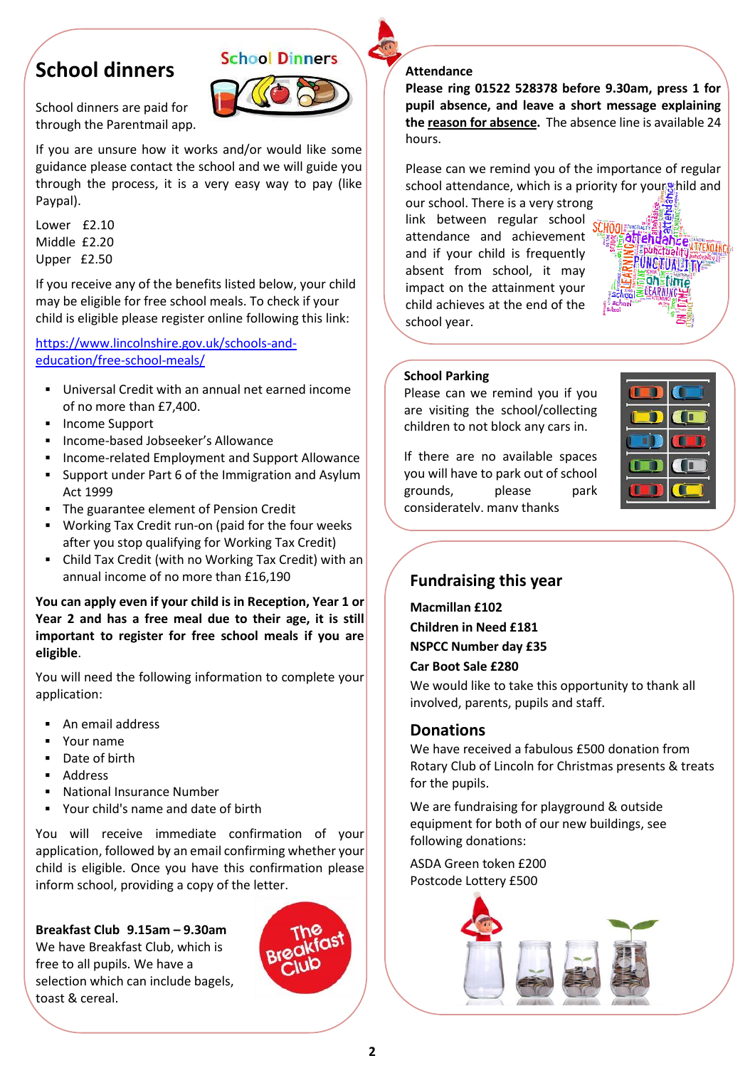## School dinners

School dinners are paid for through the Parentmail app.

If you are unsure how it works and/or would like some guidance please contact the school and we will guide you through the process, it is a very easy way to pay (like Paypal).

Lower £2.10
Middle £2.20
Upper £2.50

If you receive any of the benefits listed below, your child may be eligible for free school meals. To check if your child is eligible please register online following this link:

https://www.lincolnshire.gov.uk/schools-and-education/free-school-meals/

- Universal Credit with an annual net earned income of no more than £7,400.
- Income Support
- Income-based Jobseeker's Allowance
- Income-related Employment and Support Allowance
- Support under Part 6 of the Immigration and Asylum Act 1999
- The guarantee element of Pension Credit
- Working Tax Credit run-on (paid for the four weeks after you stop qualifying for Working Tax Credit)
- Child Tax Credit (with no Working Tax Credit) with an annual income of no more than £16,190

**You can apply even if your child is in Reception, Year 1 or Year 2 and has a free meal due to their age, it is still important to register for free school meals if you are eligible**.

You will need the following information to complete your application:

- An email address
- Your name
- Date of birth
- Address
- National Insurance Number
- Your child's name and date of birth

You will receive immediate confirmation of your application, followed by an email confirming whether your child is eligible. Once you have this confirmation please inform school, providing a copy of the letter.

**Breakfast Club 9.15am – 9.30am**
We have Breakfast Club, which is free to all pupils. We have a selection which can include bagels, toast & cereal.

**Attendance**
**Please ring 01522 528378 before 9.30am, press 1 for pupil absence, and leave a short message explaining the reason for absence.** The absence line is available 24 hours.

Please can we remind you of the importance of regular school attendance, which is a priority for your child and our school. There is a very strong link between regular school attendance and achievement and if your child is frequently absent from school, it may impact on the attainment your child achieves at the end of the school year.

**School Parking**
Please can we remind you if you are visiting the school/collecting children to not block any cars in.

If there are no available spaces you will have to park out of school grounds, please park considerately, many thanks

## Fundraising this year

**Macmillan £102**
**Children in Need £181**
**NSPCC Number day £35**
**Car Boot Sale £280**

We would like to take this opportunity to thank all involved, parents, pupils and staff.

## Donations

We have received a fabulous £500 donation from Rotary Club of Lincoln for Christmas presents & treats for the pupils.

We are fundraising for playground & outside equipment for both of our new buildings, see following donations:

ASDA Green token £200
Postcode Lottery £500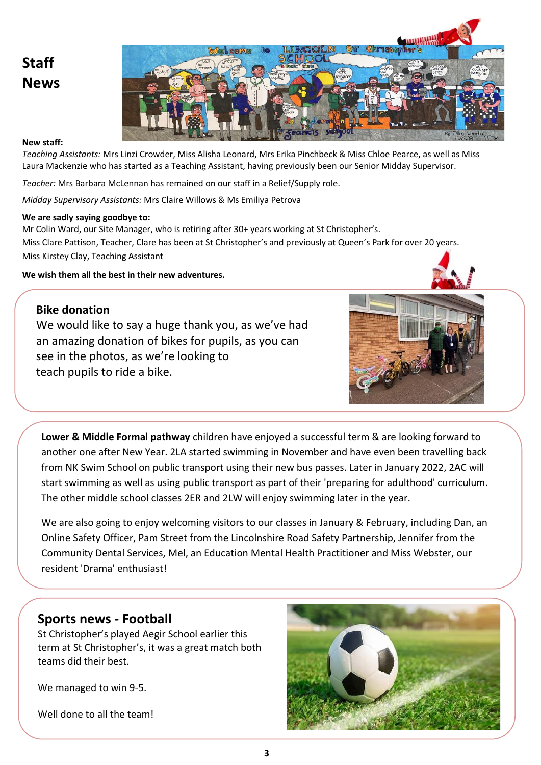# Staff News

**New staff:**

*Teaching Assistants:* Mrs Linzi Crowder, Miss Alisha Leonard, Mrs Erika Pinchbeck & Miss Chloe Pearce, as well as Miss Laura Mackenzie who has started as a Teaching Assistant, having previously been our Senior Midday Supervisor.

*Teacher:* Mrs Barbara McLennan has remained on our staff in a Relief/Supply role.

*Midday Supervisory Assistants:* Mrs Claire Willows & Ms Emiliya Petrova

**We are sadly saying goodbye to:**

Mr Colin Ward, our Site Manager, who is retiring after 30+ years working at St Christopher's.
Miss Clare Pattison, Teacher, Clare has been at St Christopher's and previously at Queen's Park for over 20 years.
Miss Kirstey Clay, Teaching Assistant

**We wish them all the best in their new adventures.**

## Bike donation

We would like to say a huge thank you, as we've had an amazing donation of bikes for pupils, as you can see in the photos, as we're looking to teach pupils to ride a bike.

**Lower & Middle Formal pathway** children have enjoyed a successful term & are looking forward to another one after New Year. 2LA started swimming in November and have even been travelling back from NK Swim School on public transport using their new bus passes. Later in January 2022, 2AC will start swimming as well as using public transport as part of their 'preparing for adulthood' curriculum. The other middle school classes 2ER and 2LW will enjoy swimming later in the year.

We are also going to enjoy welcoming visitors to our classes in January & February, including Dan, an Online Safety Officer, Pam Street from the Lincolnshire Road Safety Partnership, Jennifer from the Community Dental Services, Mel, an Education Mental Health Practitioner and Miss Webster, our resident 'Drama' enthusiast!

## Sports news - Football

St Christopher's played Aegir School earlier this term at St Christopher's, it was a great match both teams did their best.

We managed to win 9-5.

Well done to all the team!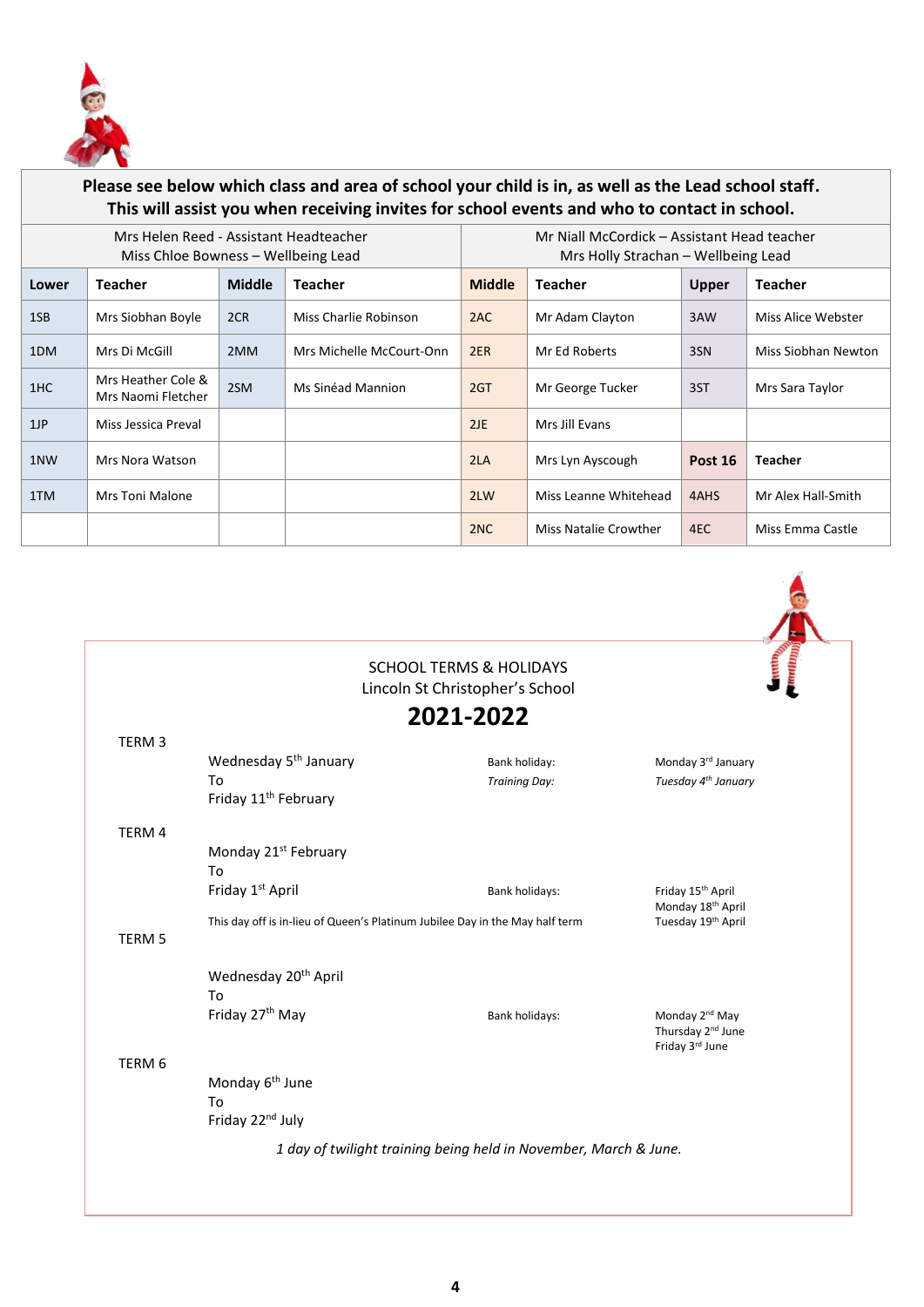**Please see below which class and area of school your child is in, as well as the Lead school staff. This will assist you when receiving invites for school events and who to contact in school.**

| Mrs Helen Reed - Assistant Headteacher<br>Miss Chloe Bowness – Wellbeing Lead | | | | Mr Niall McCordick – Assistant Head teacher<br>Mrs Holly Strachan – Wellbeing Lead | | | |
|---|---|---|---|---|---|---|---|
| **Lower** | **Teacher** | **Middle** | **Teacher** | **Middle** | **Teacher** | **Upper** | **Teacher** |
| 1SB | Mrs Siobhan Boyle | 2CR | Miss Charlie Robinson | 2AC | Mr Adam Clayton | 3AW | Miss Alice Webster |
| 1DM | Mrs Di McGill | 2MM | Mrs Michelle McCourt-Onn | 2ER | Mr Ed Roberts | 3SN | Miss Siobhan Newton |
| 1HC | Mrs Heather Cole & Mrs Naomi Fletcher | 2SM | Ms Sinéad Mannion | 2GT | Mr George Tucker | 3ST | Mrs Sara Taylor |
| 1JP | Miss Jessica Preval | | | 2JE | Mrs Jill Evans | | |
| 1NW | Mrs Nora Watson | | | 2LA | Mrs Lyn Ayscough | **Post 16** | **Teacher** |
| 1TM | Mrs Toni Malone | | | 2LW | Miss Leanne Whitehead | 4AHS | Mr Alex Hall-Smith |
| | | | | 2NC | Miss Natalie Crowther | 4EC | Miss Emma Castle |

SCHOOL TERMS & HOLIDAYS
Lincoln St Christopher's School

## 2021-2022

TERM 3

Wednesday 5th January
To
Friday 11th February

Bank holiday: Monday 3rd January
*Training Day: Tuesday 4th January*

TERM 4

Monday 21st February
To
Friday 1st April

Bank holidays: Friday 15th April, Monday 18th April, Tuesday 19th April

This day off is in-lieu of Queen's Platinum Jubilee Day in the May half term

TERM 5

Wednesday 20th April
To
Friday 27th May

Bank holidays: Monday 2nd May, Thursday 2nd June, Friday 3rd June

TERM 6

Monday 6th June
To
Friday 22nd July

*1 day of twilight training being held in November, March & June.*